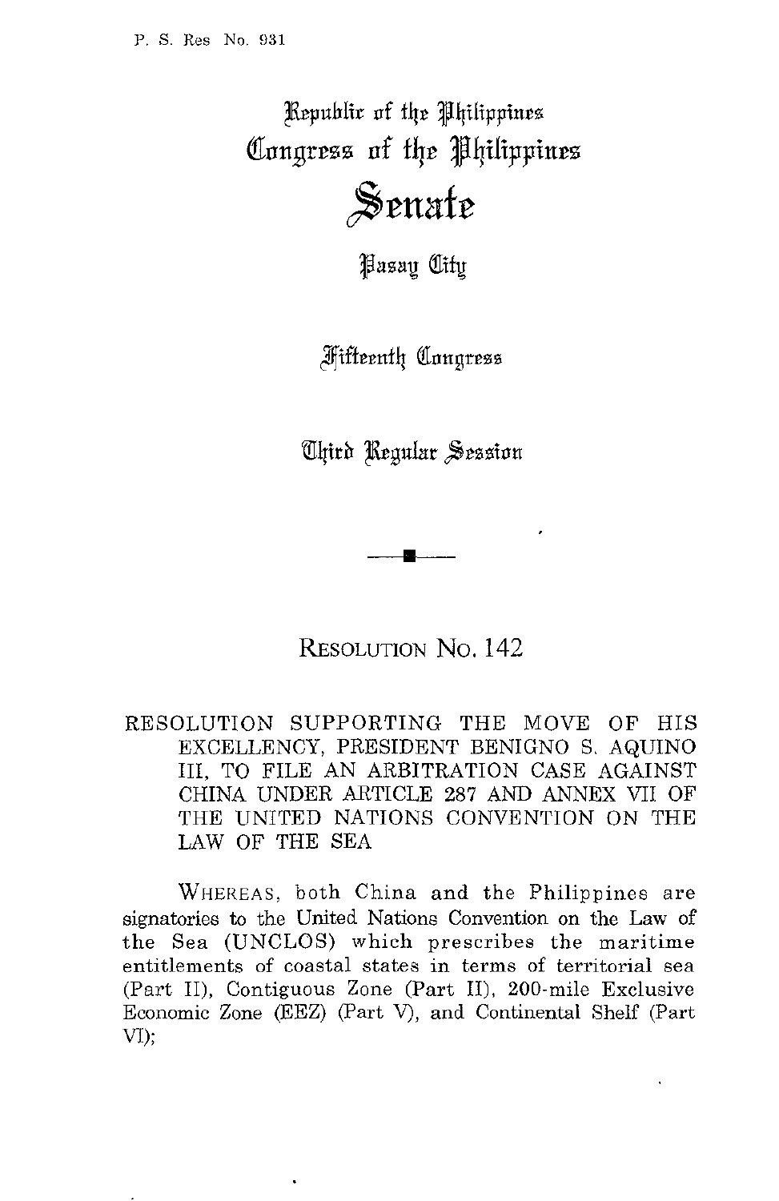P. S. Res No. 931

# Republic of the Philippines
# Congress of the Philippines
# Senate

Pasay City

Fifteenth Congress

Third Regular Session

## RESOLUTION NO. 142

RESOLUTION SUPPORTING THE MOVE OF HIS EXCELLENCY, PRESIDENT BENIGNO S. AQUINO III, TO FILE AN ARBITRATION CASE AGAINST CHINA UNDER ARTICLE 287 AND ANNEX VII OF THE UNITED NATIONS CONVENTION ON THE LAW OF THE SEA

WHEREAS, both China and the Philippines are signatories to the United Nations Convention on the Law of the Sea (UNCLOS) which prescribes the maritime entitlements of coastal states in terms of territorial sea (Part II), Contiguous Zone (Part II), 200-mile Exclusive Economic Zone (EEZ) (Part V), and Continental Shelf (Part VI);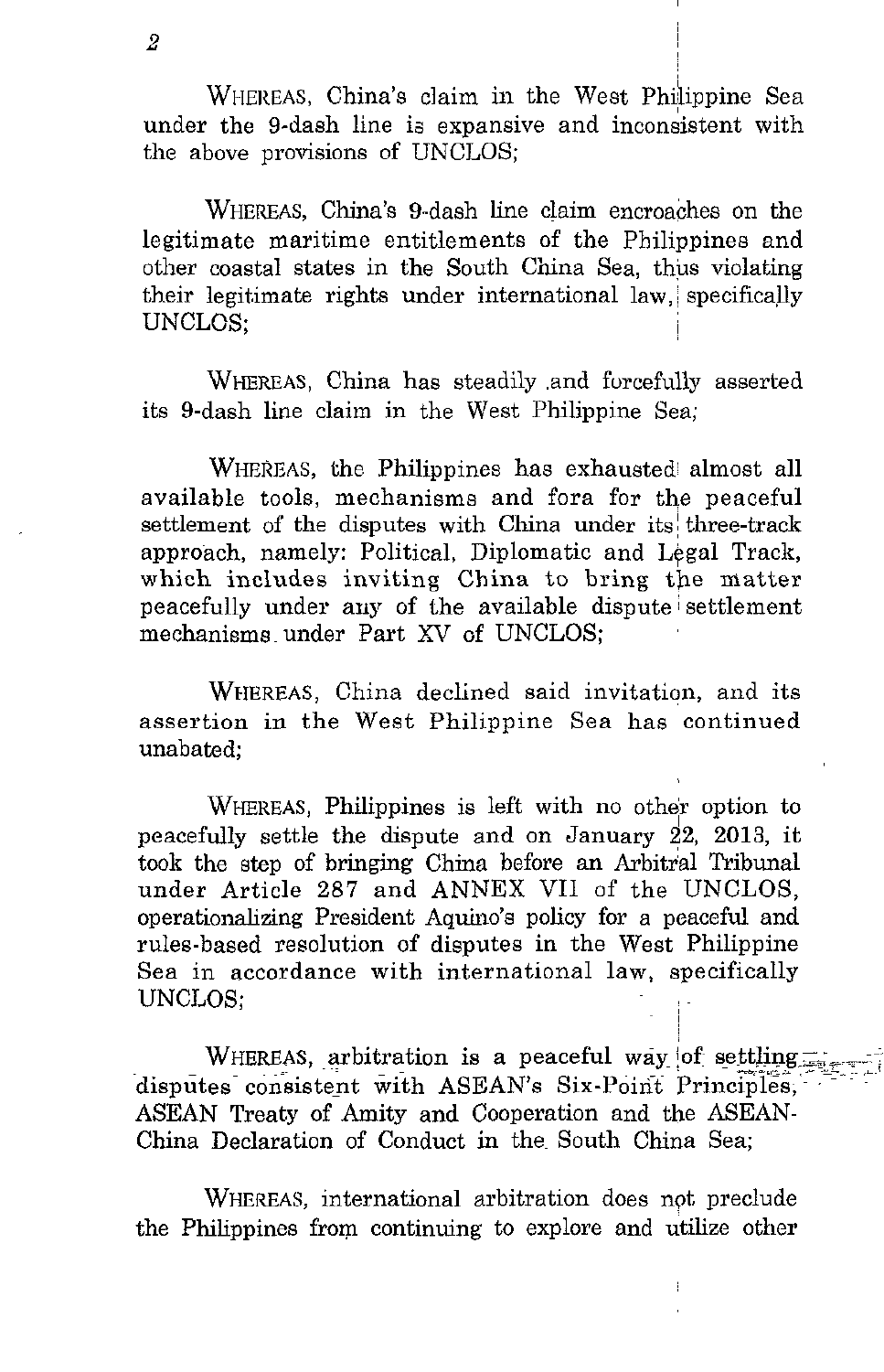WHEREAS, China's claim in the West Philippine Sea under the 9-dash line is expansive and inconsistent with the above provisions of UNCLOS;

WHEREAS, China's 9-dash line claim encroaches on the legitimate maritime entitlements of the Philippines and other coastal states in the South China Sea, thus violating their legitimate rights under international law, specifically UNCLOS;

WHEREAS, China has steadily and forcefully asserted its 9-dash line claim in the West Philippine Sea;

WHEREAS, the Philippines has exhausted almost all available tools, mechanisms and fora for the peaceful settlement of the disputes with China under its three-track approach, namely: Political, Diplomatic and Legal Track, which includes inviting China to bring the matter peacefully under any of the available dispute settlement mechanisms under Part XV of UNCLOS;

WHEREAS, China declined said invitation, and its assertion in the West Philippine Sea has continued unabated;

WHEREAS, Philippines is left with no other option to peacefully settle the dispute and on January 22, 2013, it took the step of bringing China before an Arbitral Tribunal under Article 287 and ANNEX VII of the UNCLOS, operationalizing President Aquino's policy for a peaceful and rules-based resolution of disputes in the West Philippine Sea in accordance with international law, specifically UNCLOS;

WHEREAS, arbitration is a peaceful way of settling disputes consistent with ASEAN's Six-Point Principles, ASEAN Treaty of Amity and Cooperation and the ASEAN-China Declaration of Conduct in the South China Sea;

WHEREAS, international arbitration does not preclude the Philippines from continuing to explore and utilize other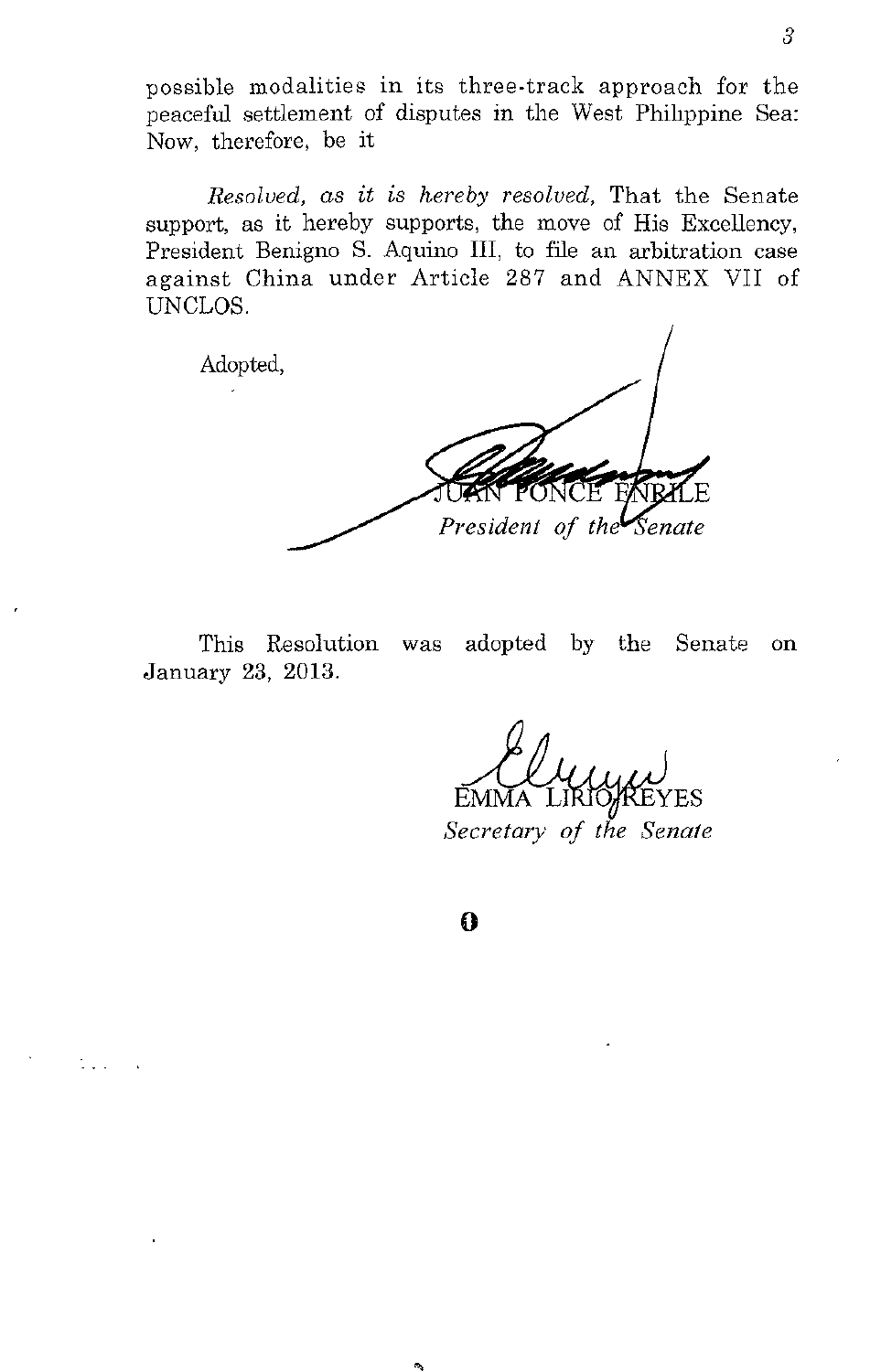possible modalities in its three-track approach for the peaceful settlement of disputes in the West Philippine Sea: Now, therefore, be it

*Resolved, as it is hereby resolved,* That the Senate support, as it hereby supports, the move of His Excellency, President Benigno S. Aquino III, to file an arbitration case against China under Article 287 and ANNEX VII of UNCLOS.

Adopted,

JUAN PONCE ENRILE
*President of the Senate*

This Resolution was adopted by the Senate on January 23, 2013.

EMMA LIRIO-REYES
*Secretary of the Senate*